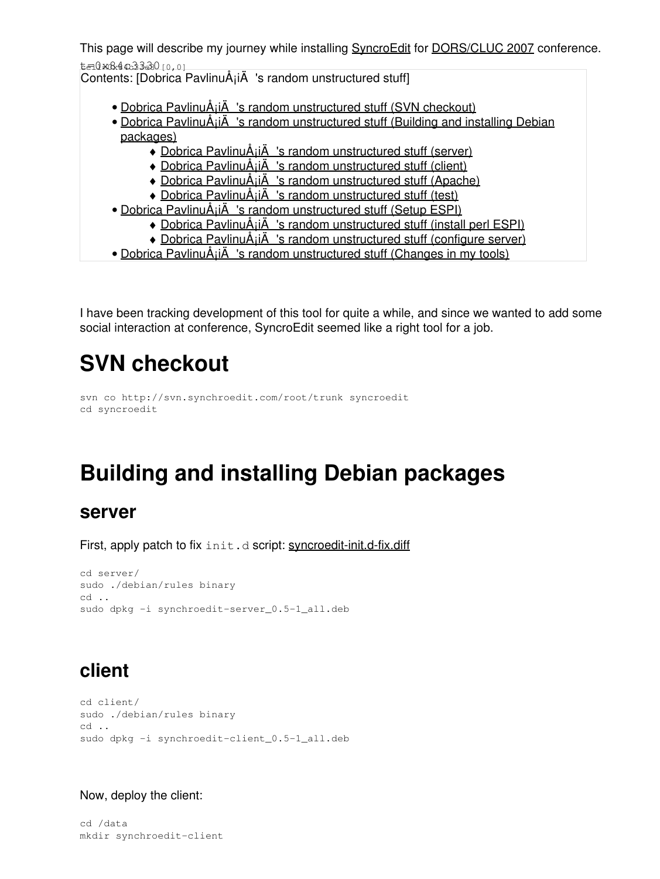This page will describe my journey while installing SyncroEdit for DORS/CLUC 2007 conference.

Contents: [Dobrica PavlinuÅ¡iÄ 's random unstructured stuff]

- Dobrica PavlinuÅ¡iÄ 's random unstructured stuff (SVN checkout)
- Dobrica PavlinuÅ¡iÄ 's random unstructured stuff (Building and installing Debian packages)
    - Dobrica PavlinuÅ¡iÄ 's random unstructured stuff (server)
    - Dobrica PavlinuÅ¡iÄ 's random unstructured stuff (client)
    - Dobrica PavlinuÅ¡iÄ 's random unstructured stuff (Apache)
    - Dobrica PavlinuÅ¡iÄ 's random unstructured stuff (test)
- Dobrica PavlinuÅ¡iÄ 's random unstructured stuff (Setup ESPI)
    - Dobrica PavlinuÅ¡iÄ 's random unstructured stuff (install perl ESPI)
    - Dobrica PavlinuÅ¡iÄ 's random unstructured stuff (configure server)
- Dobrica PavlinuÅ¡iÄ 's random unstructured stuff (Changes in my tools)

I have been tracking development of this tool for quite a while, and since we wanted to add some social interaction at conference, SyncroEdit seemed like a right tool for a job.

# SVN checkout

```
svn co http://svn.synchroedit.com/root/trunk syncroedit
cd syncroedit
```

# Building and installing Debian packages

## server

First, apply patch to fix `init.d` script: syncroedit-init.d-fix.diff

```
cd server/
sudo ./debian/rules binary
cd ..
sudo dpkg -i synchroedit-server_0.5-1_all.deb
```

## client

```
cd client/
sudo ./debian/rules binary
cd ..
sudo dpkg -i synchroedit-client_0.5-1_all.deb
```

Now, deploy the client:

```
cd /data
mkdir synchroedit-client
```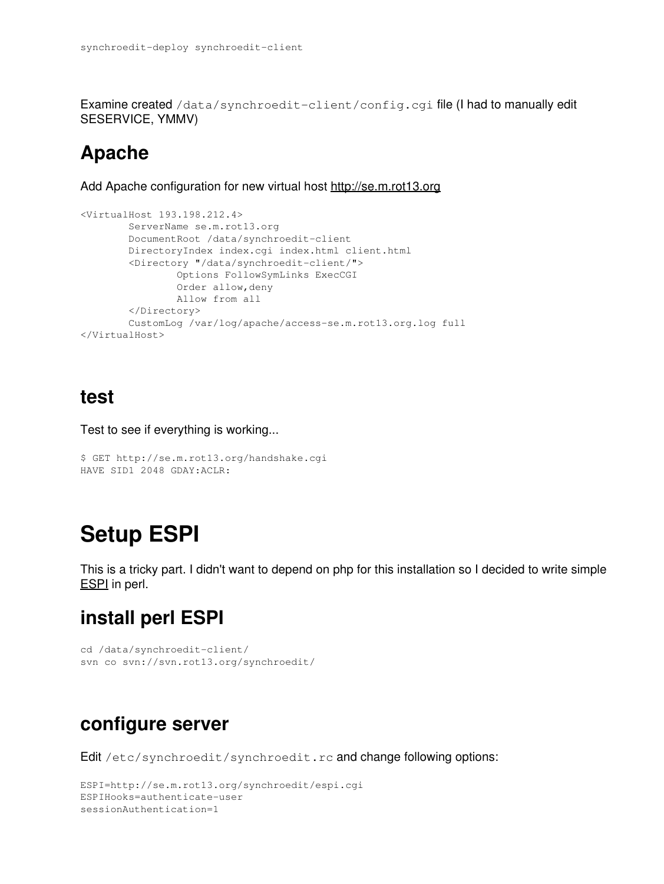```
synchroedit-deploy synchroedit-client
```

Examine created `/data/synchroedit-client/config.cgi` file (I had to manually edit SESERVICE, YMMV)

## Apache

Add Apache configuration for new virtual host http://se.m.rot13.org

```
<VirtualHost 193.198.212.4>
        ServerName se.m.rot13.org
        DocumentRoot /data/synchroedit-client
        DirectoryIndex index.cgi index.html client.html
        <Directory "/data/synchroedit-client/">
                Options FollowSymLinks ExecCGI
                Order allow,deny
                Allow from all
        </Directory>
        CustomLog /var/log/apache/access-se.m.rot13.org.log full
</VirtualHost>
```

## test

Test to see if everything is working...

```
$ GET http://se.m.rot13.org/handshake.cgi
HAVE SID1 2048 GDAY:ACLR:
```

# Setup ESPI

This is a tricky part. I didn't want to depend on php for this installation so I decided to write simple ESPI in perl.

## install perl ESPI

```
cd /data/synchroedit-client/
svn co svn://svn.rot13.org/synchroedit/
```

## configure server

Edit `/etc/synchroedit/synchroedit.rc` and change following options:

```
ESPI=http://se.m.rot13.org/synchroedit/espi.cgi
ESPIHooks=authenticate-user
sessionAuthentication=1
```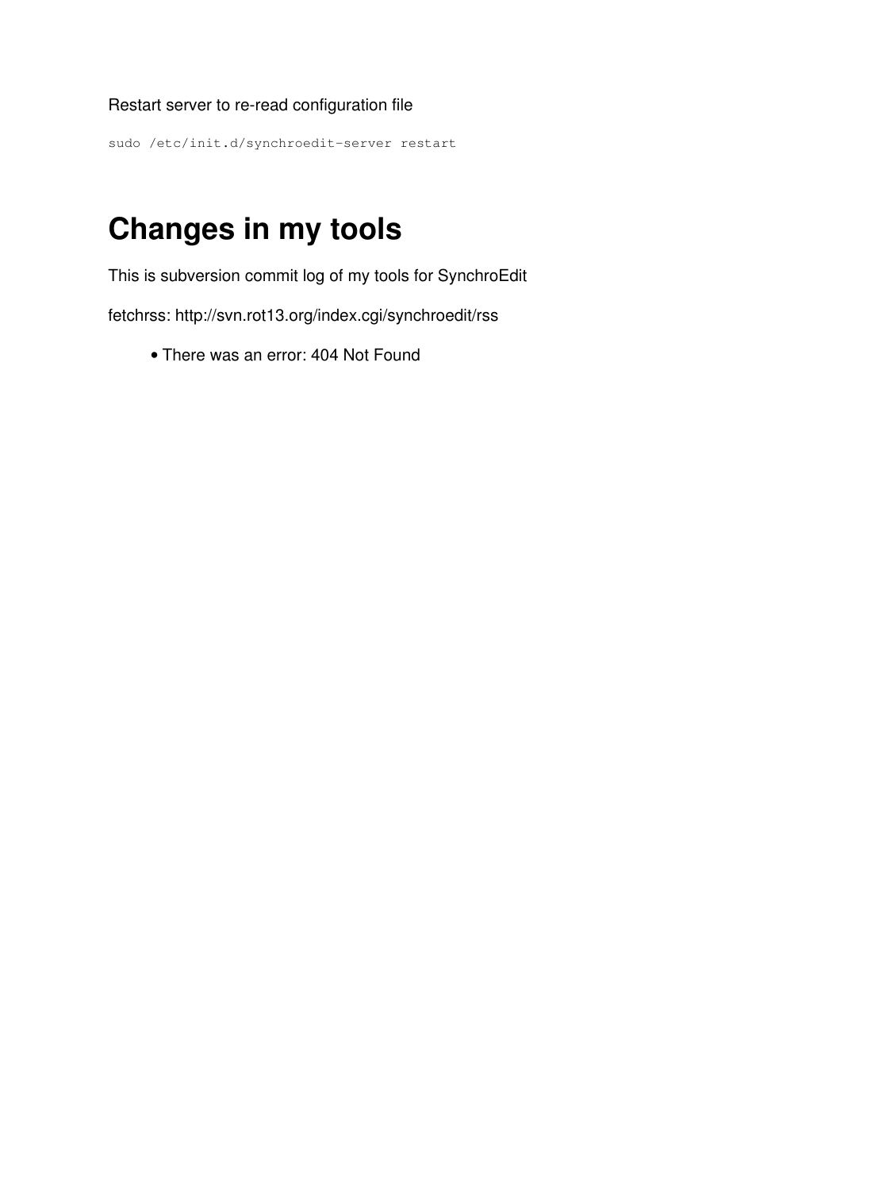Restart server to re-read configuration file

```
sudo /etc/init.d/synchroedit-server restart
```

# Changes in my tools

This is subversion commit log of my tools for SynchroEdit

fetchrss: http://svn.rot13.org/index.cgi/synchroedit/rss

- There was an error: 404 Not Found